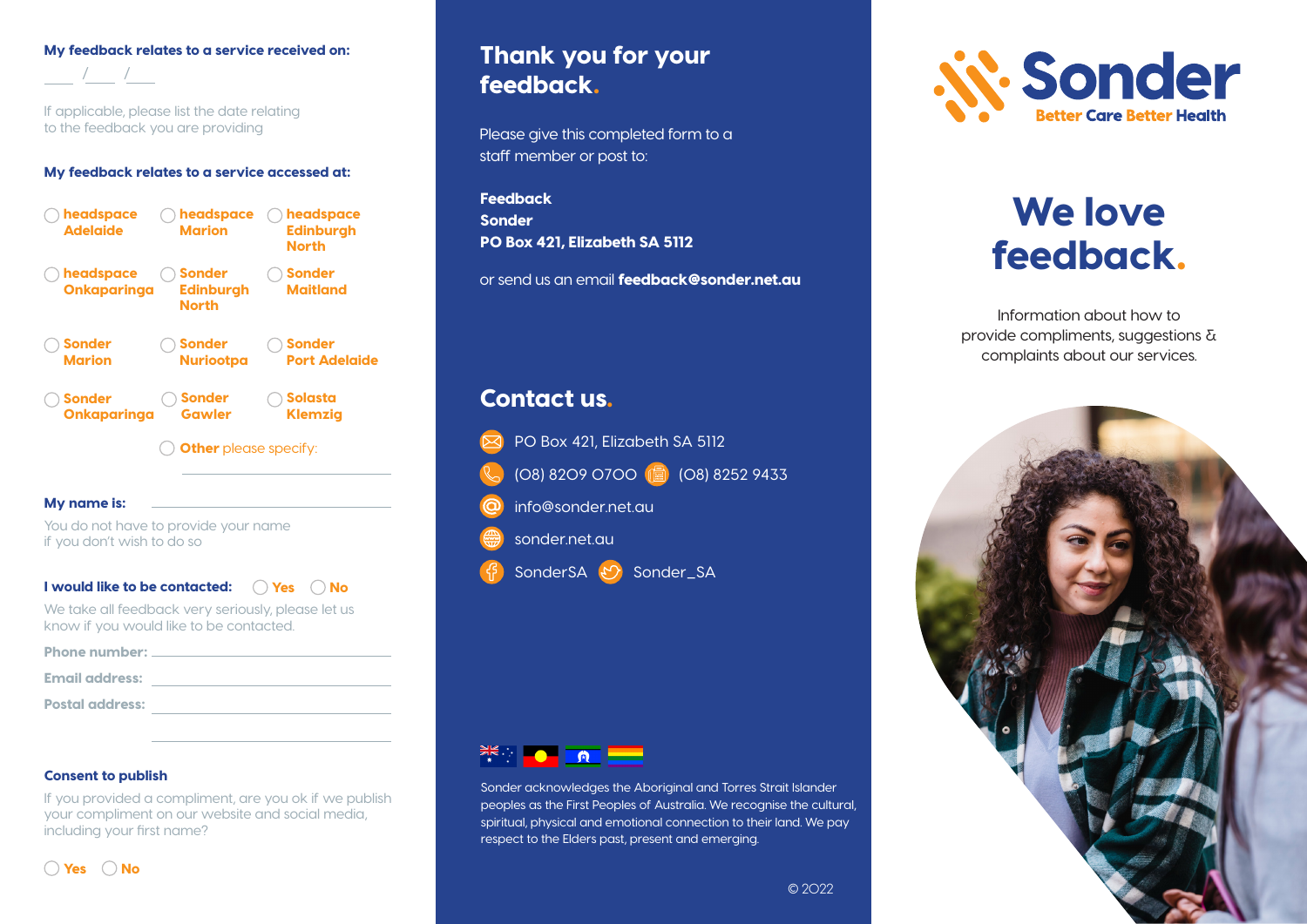**My feedback relates to a service received on:**

___ /___ /___

If applicable, please list the date relating to the feedback you are providing

**My feedback relates to a service accessed at:**

- ◯ **headspace Adelaide**
- ◯ **headspace Marion**
- ◯ **headspace Edinburgh North**
- ◯ **headspace Onkaparinga**
- ◯ **Sonder Edinburgh North**
- ◯ **Sonder Maitland**
- ◯ **Sonder Marion**
- ◯ **Sonder Nuriootpa**
- ◯ **Sonder Port Adelaide**
- ◯ **Sonder Onkaparinga**
- ◯ **Sonder Gawler**
- ◯ **Solasta Klemzig**
- ◯ **Other** please specify: ____________

**My name is:** ____________

You do not have to provide your name if you don't wish to do so

**I would like to be contacted:** ◯ Yes ◯ No

We take all feedback very seriously, please let us know if you would like to be contacted.

**Phone number:** ____________

**Email address:** ____________

**Postal address:** ____________

____________

**Consent to publish**

If you provided a compliment, are you ok if we publish your compliment on our website and social media, including your first name?

◯ Yes ◯ No

## Thank you for your feedback.

Please give this completed form to a staff member or post to:

**Feedback**
**Sonder**
**PO Box 421, Elizabeth SA 5112**

or send us an email **feedback@sonder.net.au**

## Contact us.

PO Box 421, Elizabeth SA 5112

(08) 8209 0700 (08) 8252 9433

info@sonder.net.au

sonder.net.au

SonderSA Sonder_SA

Sonder acknowledges the Aboriginal and Torres Strait Islander peoples as the First Peoples of Australia. We recognise the cultural, spiritual, physical and emotional connection to their land. We pay respect to the Elders past, present and emerging.

© 2022

**Sonder**
Better Care Better Health

# We love feedback.

Information about how to provide compliments, suggestions & complaints about our services.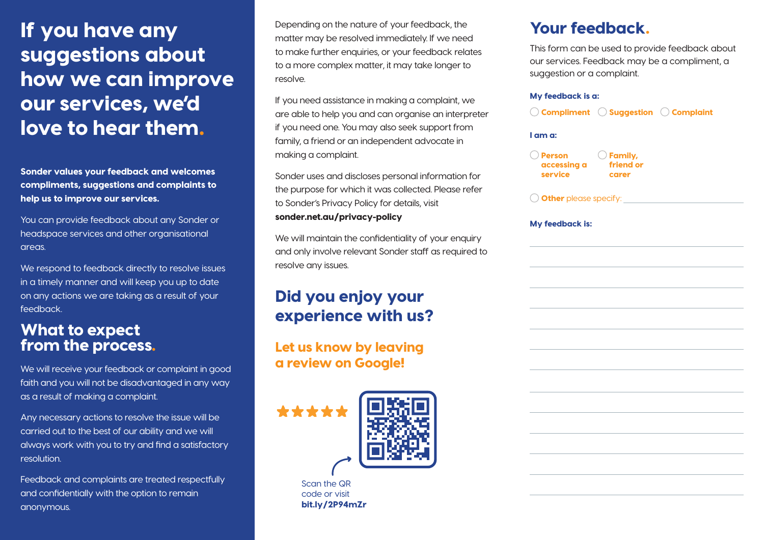# If you have any suggestions about how we can improve our services, we'd love to hear them.

**Sonder values your feedback and welcomes compliments, suggestions and complaints to help us to improve our services.**

You can provide feedback about any Sonder or headspace services and other organisational areas.

We respond to feedback directly to resolve issues in a timely manner and will keep you up to date on any actions we are taking as a result of your feedback.

## What to expect from the process.

We will receive your feedback or complaint in good faith and you will not be disadvantaged in any way as a result of making a complaint.

Any necessary actions to resolve the issue will be carried out to the best of our ability and we will always work with you to try and find a satisfactory resolution.

Feedback and complaints are treated respectfully and confidentially with the option to remain anonymous.

Depending on the nature of your feedback, the matter may be resolved immediately. If we need to make further enquiries, or your feedback relates to a more complex matter, it may take longer to resolve.

If you need assistance in making a complaint, we are able to help you and can organise an interpreter if you need one. You may also seek support from family, a friend or an independent advocate in making a complaint.

Sonder uses and discloses personal information for the purpose for which it was collected. Please refer to Sonder's Privacy Policy for details, visit **sonder.net.au/privacy-policy**

We will maintain the confidentiality of your enquiry and only involve relevant Sonder staff as required to resolve any issues.

## Did you enjoy your experience with us?

### Let us know by leaving a review on Google!

Scan the QR code or visit **bit.ly/2P94mZr**

## Your feedback.

This form can be used to provide feedback about our services. Feedback may be a compliment, a suggestion or a complaint.

**My feedback is a:**

- ◯ Compliment
- ◯ Suggestion
- ◯ Complaint

**I am a:**

- ◯ Person accessing a service
- ◯ Family, friend or carer
- ◯ Other please specify: ____________________

**My feedback is:**

____________________

____________________

____________________

____________________

____________________

____________________

____________________

____________________

____________________

____________________

____________________

____________________

____________________